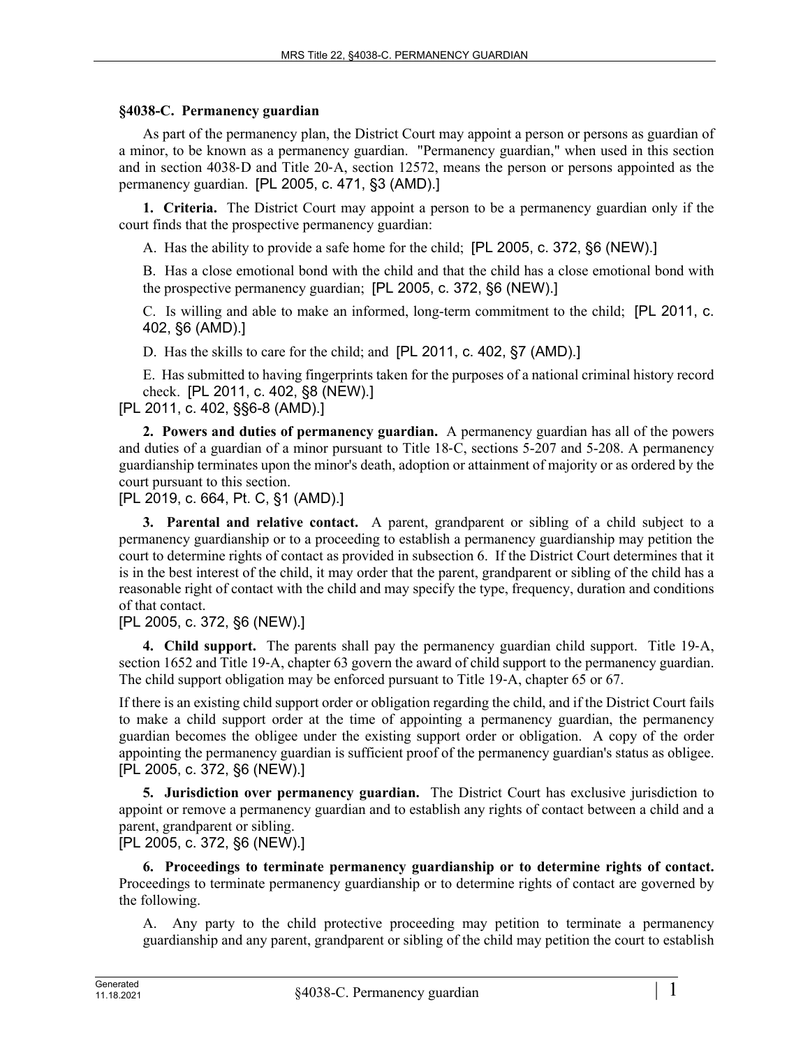### §4038-C. Permanency guardian

As part of the permanency plan, the District Court may appoint a person or persons as guardian of a minor, to be known as a permanency guardian. "Permanency guardian," when used in this section and in section 4038-D and Title 20-A, section 12572, means the person or persons appointed as the permanency guardian. [PL 2005, c. 471, §3 (AMD).]

**1. Criteria.** The District Court may appoint a person to be a permanency guardian only if the court finds that the prospective permanency guardian:

A. Has the ability to provide a safe home for the child; [PL 2005, c. 372, §6 (NEW).]

B. Has a close emotional bond with the child and that the child has a close emotional bond with the prospective permanency guardian; [PL 2005, c. 372, §6 (NEW).]

C. Is willing and able to make an informed, long-term commitment to the child; [PL 2011, c. 402, §6 (AMD).]

D. Has the skills to care for the child; and [PL 2011, c. 402, §7 (AMD).]

E. Has submitted to having fingerprints taken for the purposes of a national criminal history record check. [PL 2011, c. 402, §8 (NEW).]

[PL 2011, c. 402, §§6-8 (AMD).]

**2. Powers and duties of permanency guardian.** A permanency guardian has all of the powers and duties of a guardian of a minor pursuant to Title 18-C, sections 5-207 and 5-208. A permanency guardianship terminates upon the minor's death, adoption or attainment of majority or as ordered by the court pursuant to this section.

[PL 2019, c. 664, Pt. C, §1 (AMD).]

**3. Parental and relative contact.** A parent, grandparent or sibling of a child subject to a permanency guardianship or to a proceeding to establish a permanency guardianship may petition the court to determine rights of contact as provided in subsection 6. If the District Court determines that it is in the best interest of the child, it may order that the parent, grandparent or sibling of the child has a reasonable right of contact with the child and may specify the type, frequency, duration and conditions of that contact.

[PL 2005, c. 372, §6 (NEW).]

**4. Child support.** The parents shall pay the permanency guardian child support. Title 19-A, section 1652 and Title 19-A, chapter 63 govern the award of child support to the permanency guardian. The child support obligation may be enforced pursuant to Title 19-A, chapter 65 or 67.

If there is an existing child support order or obligation regarding the child, and if the District Court fails to make a child support order at the time of appointing a permanency guardian, the permanency guardian becomes the obligee under the existing support order or obligation. A copy of the order appointing the permanency guardian is sufficient proof of the permanency guardian's status as obligee. [PL 2005, c. 372, §6 (NEW).]

**5. Jurisdiction over permanency guardian.** The District Court has exclusive jurisdiction to appoint or remove a permanency guardian and to establish any rights of contact between a child and a parent, grandparent or sibling.

[PL 2005, c. 372, §6 (NEW).]

**6. Proceedings to terminate permanency guardianship or to determine rights of contact.** Proceedings to terminate permanency guardianship or to determine rights of contact are governed by the following.

A. Any party to the child protective proceeding may petition to terminate a permanency guardianship and any parent, grandparent or sibling of the child may petition the court to establish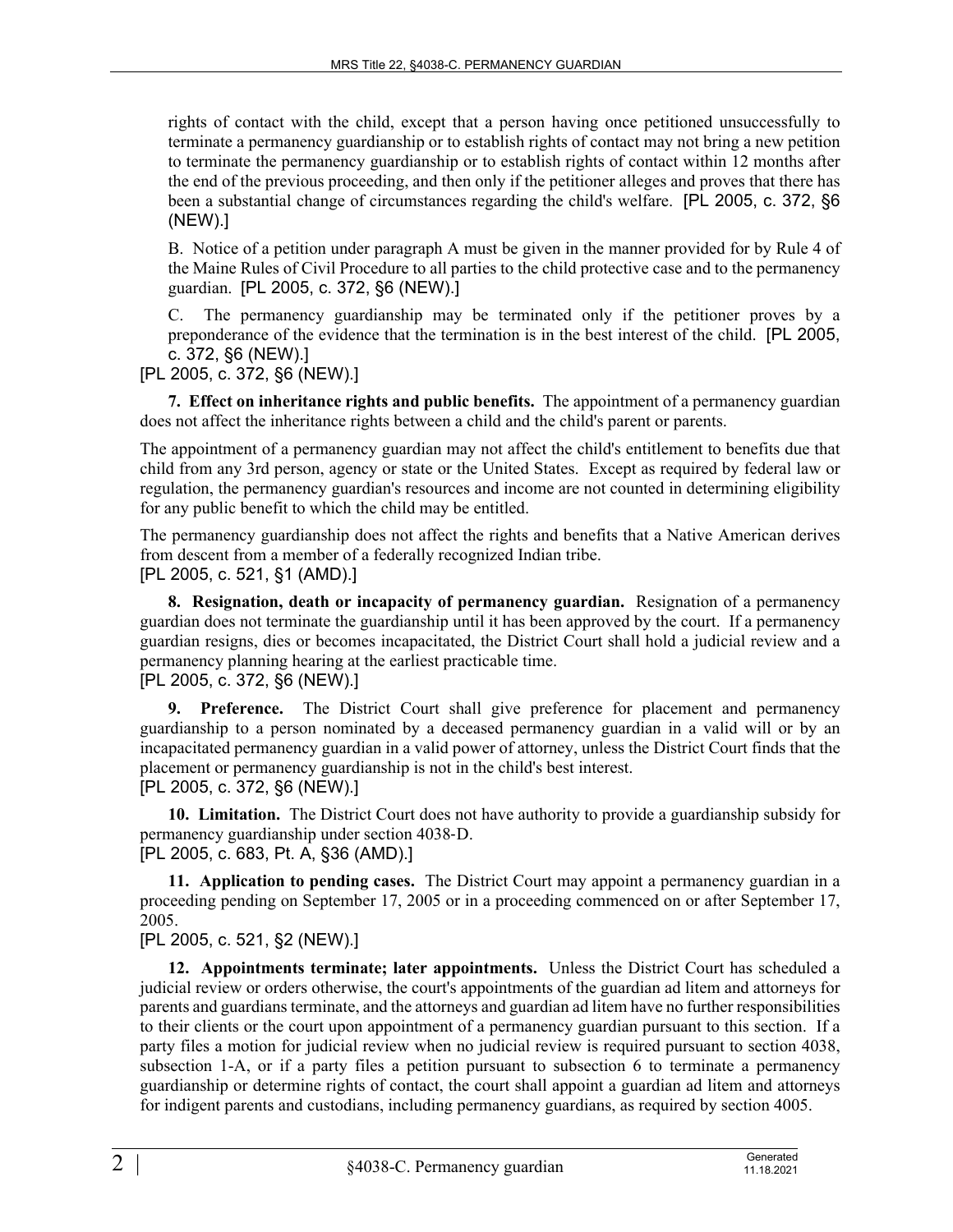rights of contact with the child, except that a person having once petitioned unsuccessfully to terminate a permanency guardianship or to establish rights of contact may not bring a new petition to terminate the permanency guardianship or to establish rights of contact within 12 months after the end of the previous proceeding, and then only if the petitioner alleges and proves that there has been a substantial change of circumstances regarding the child's welfare. [PL 2005, c. 372, §6 (NEW).]

B. Notice of a petition under paragraph A must be given in the manner provided for by Rule 4 of the Maine Rules of Civil Procedure to all parties to the child protective case and to the permanency guardian. [PL 2005, c. 372, §6 (NEW).]

C. The permanency guardianship may be terminated only if the petitioner proves by a preponderance of the evidence that the termination is in the best interest of the child. [PL 2005, c. 372, §6 (NEW).]

[PL 2005, c. 372, §6 (NEW).]

**7. Effect on inheritance rights and public benefits.** The appointment of a permanency guardian does not affect the inheritance rights between a child and the child's parent or parents.

The appointment of a permanency guardian may not affect the child's entitlement to benefits due that child from any 3rd person, agency or state or the United States. Except as required by federal law or regulation, the permanency guardian's resources and income are not counted in determining eligibility for any public benefit to which the child may be entitled.

The permanency guardianship does not affect the rights and benefits that a Native American derives from descent from a member of a federally recognized Indian tribe.
[PL 2005, c. 521, §1 (AMD).]

**8. Resignation, death or incapacity of permanency guardian.** Resignation of a permanency guardian does not terminate the guardianship until it has been approved by the court. If a permanency guardian resigns, dies or becomes incapacitated, the District Court shall hold a judicial review and a permanency planning hearing at the earliest practicable time.
[PL 2005, c. 372, §6 (NEW).]

**9. Preference.** The District Court shall give preference for placement and permanency guardianship to a person nominated by a deceased permanency guardian in a valid will or by an incapacitated permanency guardian in a valid power of attorney, unless the District Court finds that the placement or permanency guardianship is not in the child's best interest.
[PL 2005, c. 372, §6 (NEW).]

**10. Limitation.** The District Court does not have authority to provide a guardianship subsidy for permanency guardianship under section 4038-D.
[PL 2005, c. 683, Pt. A, §36 (AMD).]

**11. Application to pending cases.** The District Court may appoint a permanency guardian in a proceeding pending on September 17, 2005 or in a proceeding commenced on or after September 17, 2005.
[PL 2005, c. 521, §2 (NEW).]

**12. Appointments terminate; later appointments.** Unless the District Court has scheduled a judicial review or orders otherwise, the court's appointments of the guardian ad litem and attorneys for parents and guardians terminate, and the attorneys and guardian ad litem have no further responsibilities to their clients or the court upon appointment of a permanency guardian pursuant to this section. If a party files a motion for judicial review when no judicial review is required pursuant to section 4038, subsection 1-A, or if a party files a petition pursuant to subsection 6 to terminate a permanency guardianship or determine rights of contact, the court shall appoint a guardian ad litem and attorneys for indigent parents and custodians, including permanency guardians, as required by section 4005.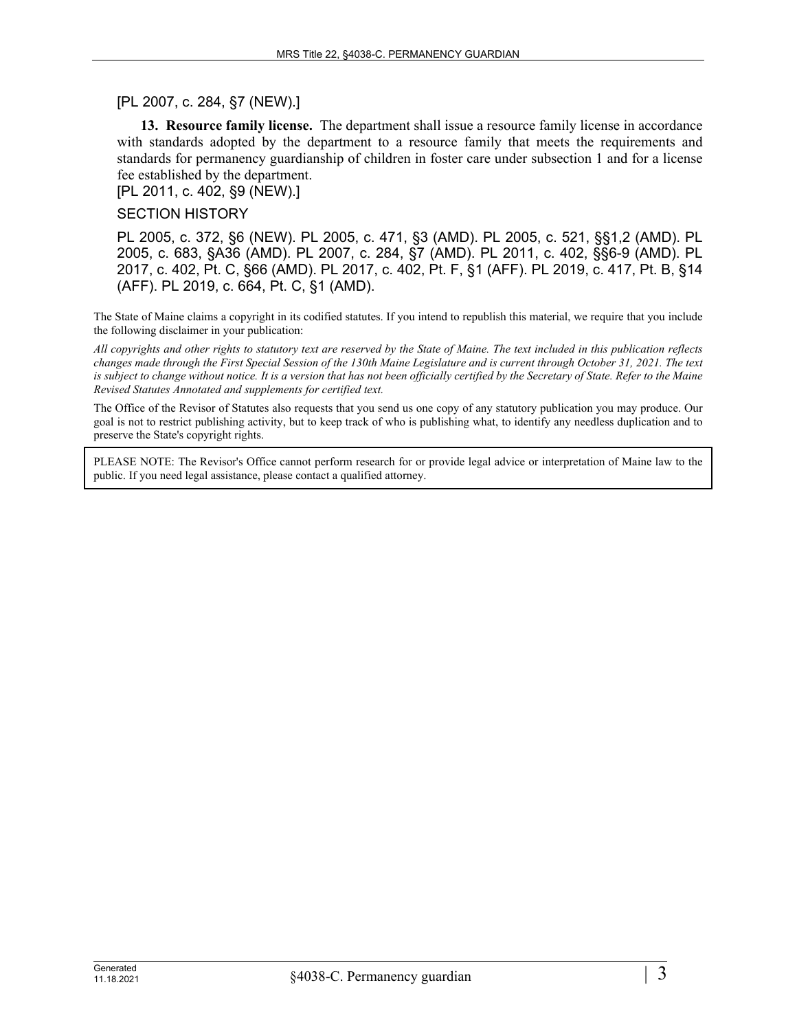[PL 2007, c. 284, §7 (NEW).]

**13. Resource family license.** The department shall issue a resource family license in accordance with standards adopted by the department to a resource family that meets the requirements and standards for permanency guardianship of children in foster care under subsection 1 and for a license fee established by the department.

[PL 2011, c. 402, §9 (NEW).]

SECTION HISTORY

PL 2005, c. 372, §6 (NEW). PL 2005, c. 471, §3 (AMD). PL 2005, c. 521, §§1,2 (AMD). PL 2005, c. 683, §A36 (AMD). PL 2007, c. 284, §7 (AMD). PL 2011, c. 402, §§6-9 (AMD). PL 2017, c. 402, Pt. C, §66 (AMD). PL 2017, c. 402, Pt. F, §1 (AFF). PL 2019, c. 417, Pt. B, §14 (AFF). PL 2019, c. 664, Pt. C, §1 (AMD).

The State of Maine claims a copyright in its codified statutes. If you intend to republish this material, we require that you include the following disclaimer in your publication:

*All copyrights and other rights to statutory text are reserved by the State of Maine. The text included in this publication reflects changes made through the First Special Session of the 130th Maine Legislature and is current through October 31, 2021. The text is subject to change without notice. It is a version that has not been officially certified by the Secretary of State. Refer to the Maine Revised Statutes Annotated and supplements for certified text.*

The Office of the Revisor of Statutes also requests that you send us one copy of any statutory publication you may produce. Our goal is not to restrict publishing activity, but to keep track of who is publishing what, to identify any needless duplication and to preserve the State's copyright rights.

PLEASE NOTE: The Revisor's Office cannot perform research for or provide legal advice or interpretation of Maine law to the public. If you need legal assistance, please contact a qualified attorney.